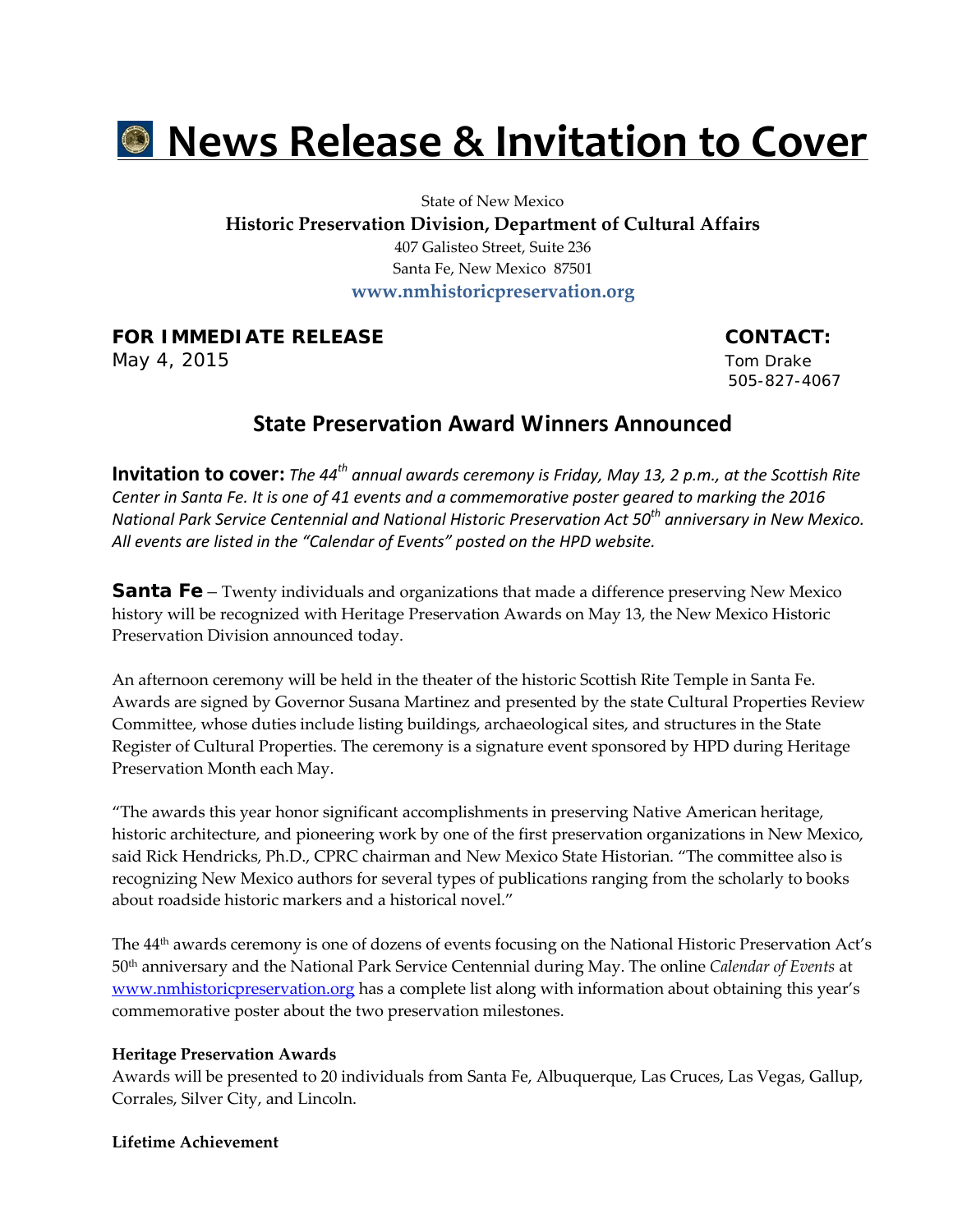# News Release & Invitation to Cover

State of New Mexico
**Historic Preservation Division, Department of Cultural Affairs**
407 Galisteo Street, Suite 236
Santa Fe, New Mexico 87501
**www.nmhistoricpreservation.org**

**FOR IMMEDIATE RELEASE**
May 4, 2015

**CONTACT:**
Tom Drake
505-827-4067

## State Preservation Award Winners Announced

**Invitation to cover:** *The 44th annual awards ceremony is Friday, May 13, 2 p.m., at the Scottish Rite Center in Santa Fe. It is one of 41 events and a commemorative poster geared to marking the 2016 National Park Service Centennial and National Historic Preservation Act 50th anniversary in New Mexico. All events are listed in the "Calendar of Events" posted on the HPD website.*

**Santa Fe** – Twenty individuals and organizations that made a difference preserving New Mexico history will be recognized with Heritage Preservation Awards on May 13, the New Mexico Historic Preservation Division announced today.

An afternoon ceremony will be held in the theater of the historic Scottish Rite Temple in Santa Fe. Awards are signed by Governor Susana Martinez and presented by the state Cultural Properties Review Committee, whose duties include listing buildings, archaeological sites, and structures in the State Register of Cultural Properties. The ceremony is a signature event sponsored by HPD during Heritage Preservation Month each May.

"The awards this year honor significant accomplishments in preserving Native American heritage, historic architecture, and pioneering work by one of the first preservation organizations in New Mexico, said Rick Hendricks, Ph.D., CPRC chairman and New Mexico State Historian. "The committee also is recognizing New Mexico authors for several types of publications ranging from the scholarly to books about roadside historic markers and a historical novel."

The 44th awards ceremony is one of dozens of events focusing on the National Historic Preservation Act's 50th anniversary and the National Park Service Centennial during May. The online *Calendar of Events* at www.nmhistoricpreservation.org has a complete list along with information about obtaining this year's commemorative poster about the two preservation milestones.

**Heritage Preservation Awards**
Awards will be presented to 20 individuals from Santa Fe, Albuquerque, Las Cruces, Las Vegas, Gallup, Corrales, Silver City, and Lincoln.

**Lifetime Achievement**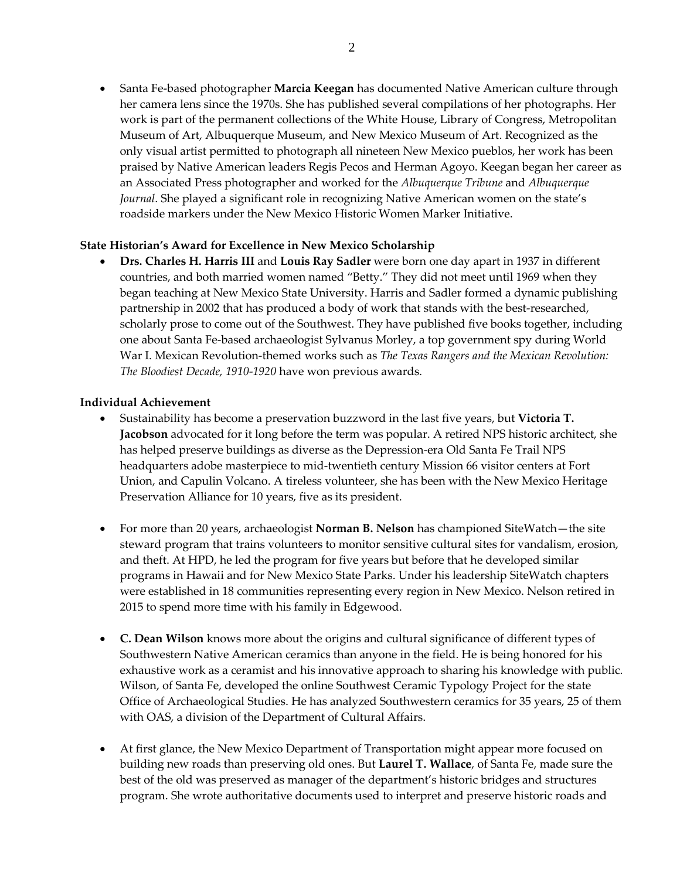- Santa Fe-based photographer **Marcia Keegan** has documented Native American culture through her camera lens since the 1970s. She has published several compilations of her photographs. Her work is part of the permanent collections of the White House, Library of Congress, Metropolitan Museum of Art, Albuquerque Museum, and New Mexico Museum of Art. Recognized as the only visual artist permitted to photograph all nineteen New Mexico pueblos, her work has been praised by Native American leaders Regis Pecos and Herman Agoyo. Keegan began her career as an Associated Press photographer and worked for the *Albuquerque Tribune* and *Albuquerque Journal*. She played a significant role in recognizing Native American women on the state's roadside markers under the New Mexico Historic Women Marker Initiative.

**State Historian's Award for Excellence in New Mexico Scholarship**

- **Drs. Charles H. Harris III** and **Louis Ray Sadler** were born one day apart in 1937 in different countries, and both married women named "Betty." They did not meet until 1969 when they began teaching at New Mexico State University. Harris and Sadler formed a dynamic publishing partnership in 2002 that has produced a body of work that stands with the best-researched, scholarly prose to come out of the Southwest. They have published five books together, including one about Santa Fe-based archaeologist Sylvanus Morley, a top government spy during World War I. Mexican Revolution-themed works such as *The Texas Rangers and the Mexican Revolution: The Bloodiest Decade, 1910-1920* have won previous awards.

**Individual Achievement**

- Sustainability has become a preservation buzzword in the last five years, but **Victoria T. Jacobson** advocated for it long before the term was popular. A retired NPS historic architect, she has helped preserve buildings as diverse as the Depression-era Old Santa Fe Trail NPS headquarters adobe masterpiece to mid-twentieth century Mission 66 visitor centers at Fort Union, and Capulin Volcano. A tireless volunteer, she has been with the New Mexico Heritage Preservation Alliance for 10 years, five as its president.

- For more than 20 years, archaeologist **Norman B. Nelson** has championed SiteWatch—the site steward program that trains volunteers to monitor sensitive cultural sites for vandalism, erosion, and theft. At HPD, he led the program for five years but before that he developed similar programs in Hawaii and for New Mexico State Parks. Under his leadership SiteWatch chapters were established in 18 communities representing every region in New Mexico. Nelson retired in 2015 to spend more time with his family in Edgewood.

- **C. Dean Wilson** knows more about the origins and cultural significance of different types of Southwestern Native American ceramics than anyone in the field. He is being honored for his exhaustive work as a ceramist and his innovative approach to sharing his knowledge with public. Wilson, of Santa Fe, developed the online Southwest Ceramic Typology Project for the state Office of Archaeological Studies. He has analyzed Southwestern ceramics for 35 years, 25 of them with OAS, a division of the Department of Cultural Affairs.

- At first glance, the New Mexico Department of Transportation might appear more focused on building new roads than preserving old ones. But **Laurel T. Wallace**, of Santa Fe, made sure the best of the old was preserved as manager of the department's historic bridges and structures program. She wrote authoritative documents used to interpret and preserve historic roads and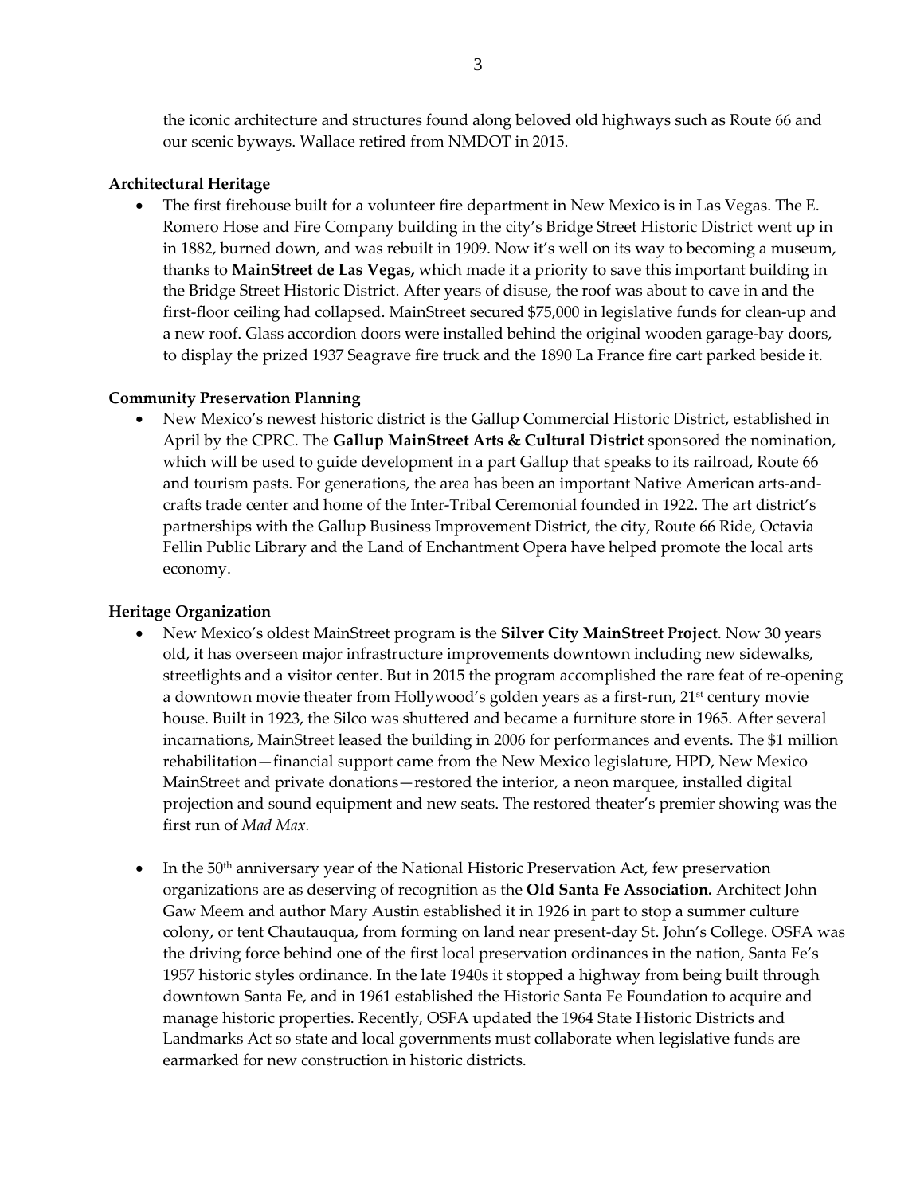the iconic architecture and structures found along beloved old highways such as Route 66 and our scenic byways. Wallace retired from NMDOT in 2015.

**Architectural Heritage**

- The first firehouse built for a volunteer fire department in New Mexico is in Las Vegas. The E. Romero Hose and Fire Company building in the city's Bridge Street Historic District went up in in 1882, burned down, and was rebuilt in 1909. Now it's well on its way to becoming a museum, thanks to **MainStreet de Las Vegas,** which made it a priority to save this important building in the Bridge Street Historic District. After years of disuse, the roof was about to cave in and the first-floor ceiling had collapsed. MainStreet secured $75,000 in legislative funds for clean-up and a new roof. Glass accordion doors were installed behind the original wooden garage-bay doors, to display the prized 1937 Seagrave fire truck and the 1890 La France fire cart parked beside it.

**Community Preservation Planning**

- New Mexico's newest historic district is the Gallup Commercial Historic District, established in April by the CPRC. The **Gallup MainStreet Arts & Cultural District** sponsored the nomination, which will be used to guide development in a part Gallup that speaks to its railroad, Route 66 and tourism pasts. For generations, the area has been an important Native American arts-and-crafts trade center and home of the Inter-Tribal Ceremonial founded in 1922. The art district's partnerships with the Gallup Business Improvement District, the city, Route 66 Ride, Octavia Fellin Public Library and the Land of Enchantment Opera have helped promote the local arts economy.

**Heritage Organization**

- New Mexico's oldest MainStreet program is the **Silver City MainStreet Project**. Now 30 years old, it has overseen major infrastructure improvements downtown including new sidewalks, streetlights and a visitor center. But in 2015 the program accomplished the rare feat of re-opening a downtown movie theater from Hollywood's golden years as a first-run, 21st century movie house. Built in 1923, the Silco was shuttered and became a furniture store in 1965. After several incarnations, MainStreet leased the building in 2006 for performances and events. The $1 million rehabilitation—financial support came from the New Mexico legislature, HPD, New Mexico MainStreet and private donations—restored the interior, a neon marquee, installed digital projection and sound equipment and new seats. The restored theater's premier showing was the first run of *Mad Max.*

- In the 50th anniversary year of the National Historic Preservation Act, few preservation organizations are as deserving of recognition as the **Old Santa Fe Association.** Architect John Gaw Meem and author Mary Austin established it in 1926 in part to stop a summer culture colony, or tent Chautauqua, from forming on land near present-day St. John's College. OSFA was the driving force behind one of the first local preservation ordinances in the nation, Santa Fe's 1957 historic styles ordinance. In the late 1940s it stopped a highway from being built through downtown Santa Fe, and in 1961 established the Historic Santa Fe Foundation to acquire and manage historic properties. Recently, OSFA updated the 1964 State Historic Districts and Landmarks Act so state and local governments must collaborate when legislative funds are earmarked for new construction in historic districts.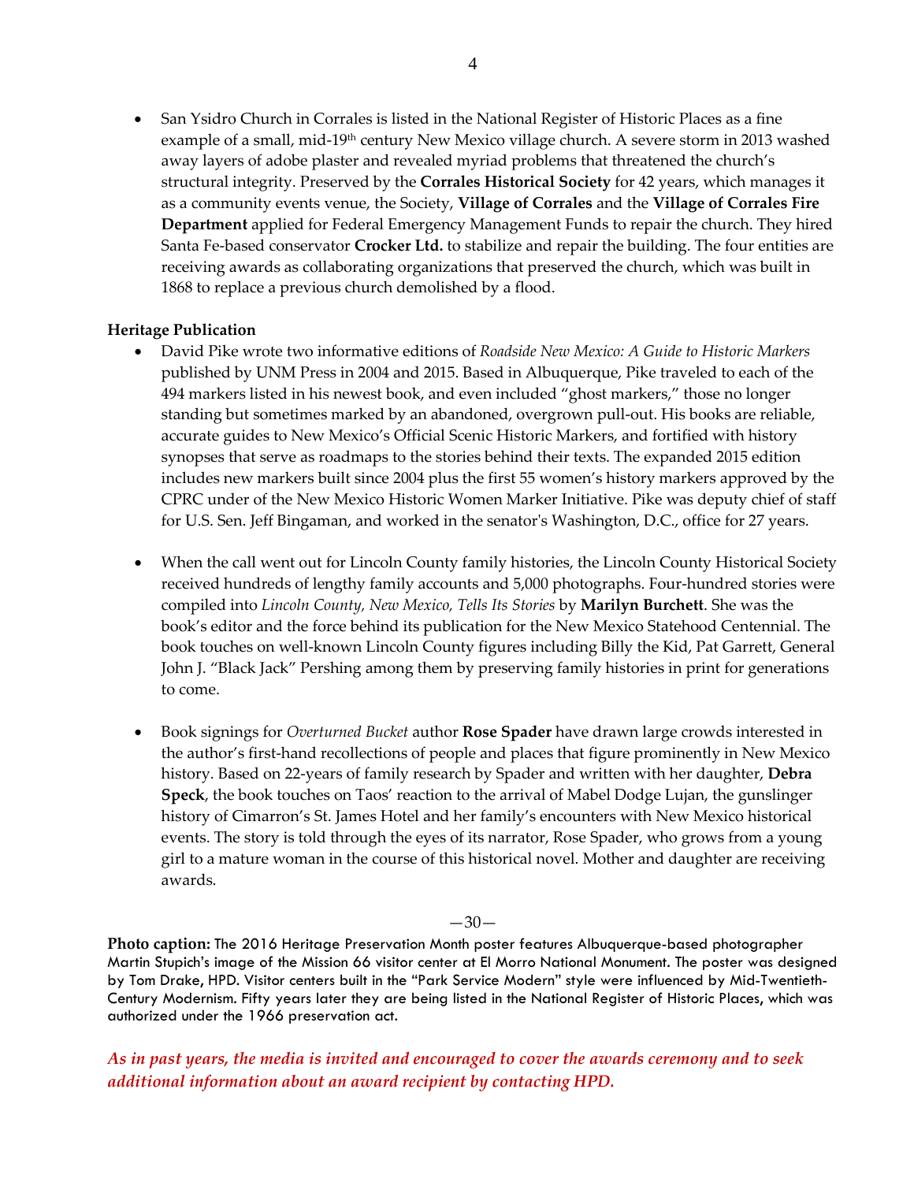- San Ysidro Church in Corrales is listed in the National Register of Historic Places as a fine example of a small, mid-19th century New Mexico village church. A severe storm in 2013 washed away layers of adobe plaster and revealed myriad problems that threatened the church's structural integrity. Preserved by the **Corrales Historical Society** for 42 years, which manages it as a community events venue, the Society, **Village of Corrales** and the **Village of Corrales Fire Department** applied for Federal Emergency Management Funds to repair the church. They hired Santa Fe-based conservator **Crocker Ltd.** to stabilize and repair the building. The four entities are receiving awards as collaborating organizations that preserved the church, which was built in 1868 to replace a previous church demolished by a flood.

**Heritage Publication**

- David Pike wrote two informative editions of *Roadside New Mexico: A Guide to Historic Markers* published by UNM Press in 2004 and 2015. Based in Albuquerque, Pike traveled to each of the 494 markers listed in his newest book, and even included "ghost markers," those no longer standing but sometimes marked by an abandoned, overgrown pull-out. His books are reliable, accurate guides to New Mexico's Official Scenic Historic Markers, and fortified with history synopses that serve as roadmaps to the stories behind their texts. The expanded 2015 edition includes new markers built since 2004 plus the first 55 women's history markers approved by the CPRC under of the New Mexico Historic Women Marker Initiative. Pike was deputy chief of staff for U.S. Sen. Jeff Bingaman, and worked in the senator's Washington, D.C., office for 27 years.

- When the call went out for Lincoln County family histories, the Lincoln County Historical Society received hundreds of lengthy family accounts and 5,000 photographs. Four-hundred stories were compiled into *Lincoln County, New Mexico, Tells Its Stories* by **Marilyn Burchett**. She was the book's editor and the force behind its publication for the New Mexico Statehood Centennial. The book touches on well-known Lincoln County figures including Billy the Kid, Pat Garrett, General John J. "Black Jack" Pershing among them by preserving family histories in print for generations to come.

- Book signings for *Overturned Bucket* author **Rose Spader** have drawn large crowds interested in the author's first-hand recollections of people and places that figure prominently in New Mexico history. Based on 22-years of family research by Spader and written with her daughter, **Debra Speck**, the book touches on Taos' reaction to the arrival of Mabel Dodge Lujan, the gunslinger history of Cimarron's St. James Hotel and her family's encounters with New Mexico historical events. The story is told through the eyes of its narrator, Rose Spader, who grows from a young girl to a mature woman in the course of this historical novel. Mother and daughter are receiving awards.

—30—

**Photo caption:** The 2016 Heritage Preservation Month poster features Albuquerque-based photographer Martin Stupich's image of the Mission 66 visitor center at El Morro National Monument. The poster was designed by Tom Drake, HPD. Visitor centers built in the "Park Service Modern" style were influenced by Mid-Twentieth-Century Modernism. Fifty years later they are being listed in the National Register of Historic Places, which was authorized under the 1966 preservation act.

***As in past years, the media is invited and encouraged to cover the awards ceremony and to seek additional information about an award recipient by contacting HPD.***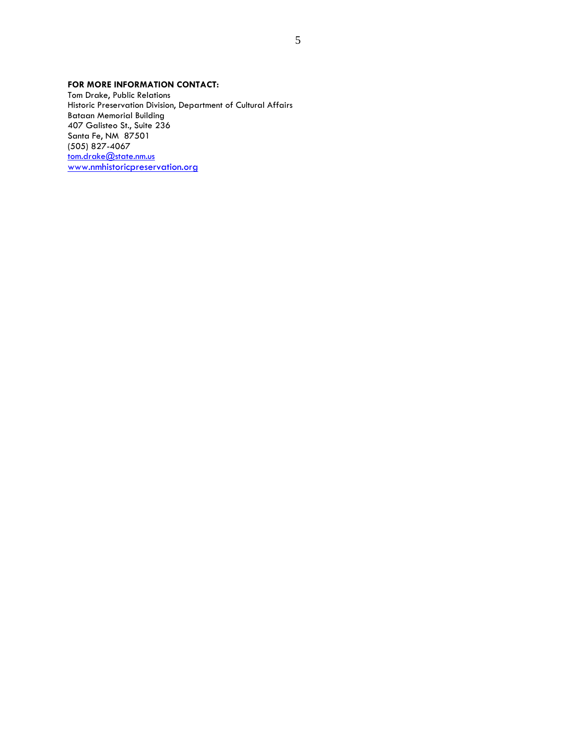**FOR MORE INFORMATION CONTACT:**
Tom Drake, Public Relations
Historic Preservation Division, Department of Cultural Affairs
Bataan Memorial Building
407 Galisteo St., Suite 236
Santa Fe, NM 87501
(505) 827-4067
tom.drake@state.nm.us
www.nmhistoricpreservation.org